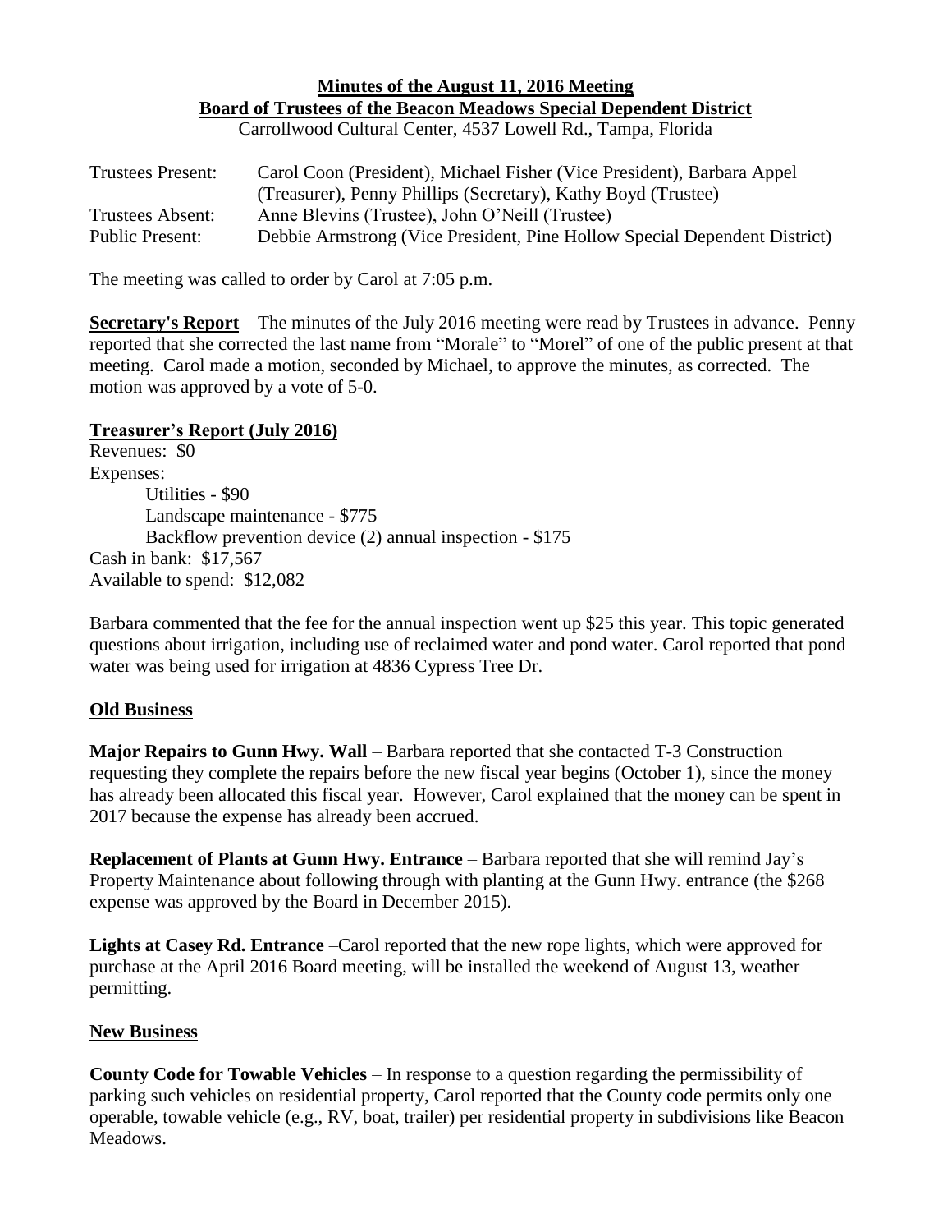**Minutes of the August 11, 2016 Meeting**
**Board of Trustees of the Beacon Meadows Special Dependent District**
Carrollwood Cultural Center, 4537 Lowell Rd., Tampa, Florida

| | |
|---|---|
| Trustees Present: | Carol Coon (President), Michael Fisher (Vice President), Barbara Appel (Treasurer), Penny Phillips (Secretary), Kathy Boyd (Trustee) |
| Trustees Absent: | Anne Blevins (Trustee), John O'Neill (Trustee) |
| Public Present: | Debbie Armstrong (Vice President, Pine Hollow Special Dependent District) |

The meeting was called to order by Carol at 7:05 p.m.

**Secretary's Report** – The minutes of the July 2016 meeting were read by Trustees in advance. Penny reported that she corrected the last name from "Morale" to "Morel" of one of the public present at that meeting. Carol made a motion, seconded by Michael, to approve the minutes, as corrected. The motion was approved by a vote of 5-0.

**Treasurer's Report (July 2016)**

Revenues: $0
Expenses:
- Utilities - $90
- Landscape maintenance - $775
- Backflow prevention device (2) annual inspection - $175

Cash in bank: $17,567
Available to spend: $12,082

Barbara commented that the fee for the annual inspection went up $25 this year. This topic generated questions about irrigation, including use of reclaimed water and pond water. Carol reported that pond water was being used for irrigation at 4836 Cypress Tree Dr.

**Old Business**

**Major Repairs to Gunn Hwy. Wall** – Barbara reported that she contacted T-3 Construction requesting they complete the repairs before the new fiscal year begins (October 1), since the money has already been allocated this fiscal year. However, Carol explained that the money can be spent in 2017 because the expense has already been accrued.

**Replacement of Plants at Gunn Hwy. Entrance** – Barbara reported that she will remind Jay's Property Maintenance about following through with planting at the Gunn Hwy. entrance (the $268 expense was approved by the Board in December 2015).

**Lights at Casey Rd. Entrance** –Carol reported that the new rope lights, which were approved for purchase at the April 2016 Board meeting, will be installed the weekend of August 13, weather permitting.

**New Business**

**County Code for Towable Vehicles** – In response to a question regarding the permissibility of parking such vehicles on residential property, Carol reported that the County code permits only one operable, towable vehicle (e.g., RV, boat, trailer) per residential property in subdivisions like Beacon Meadows.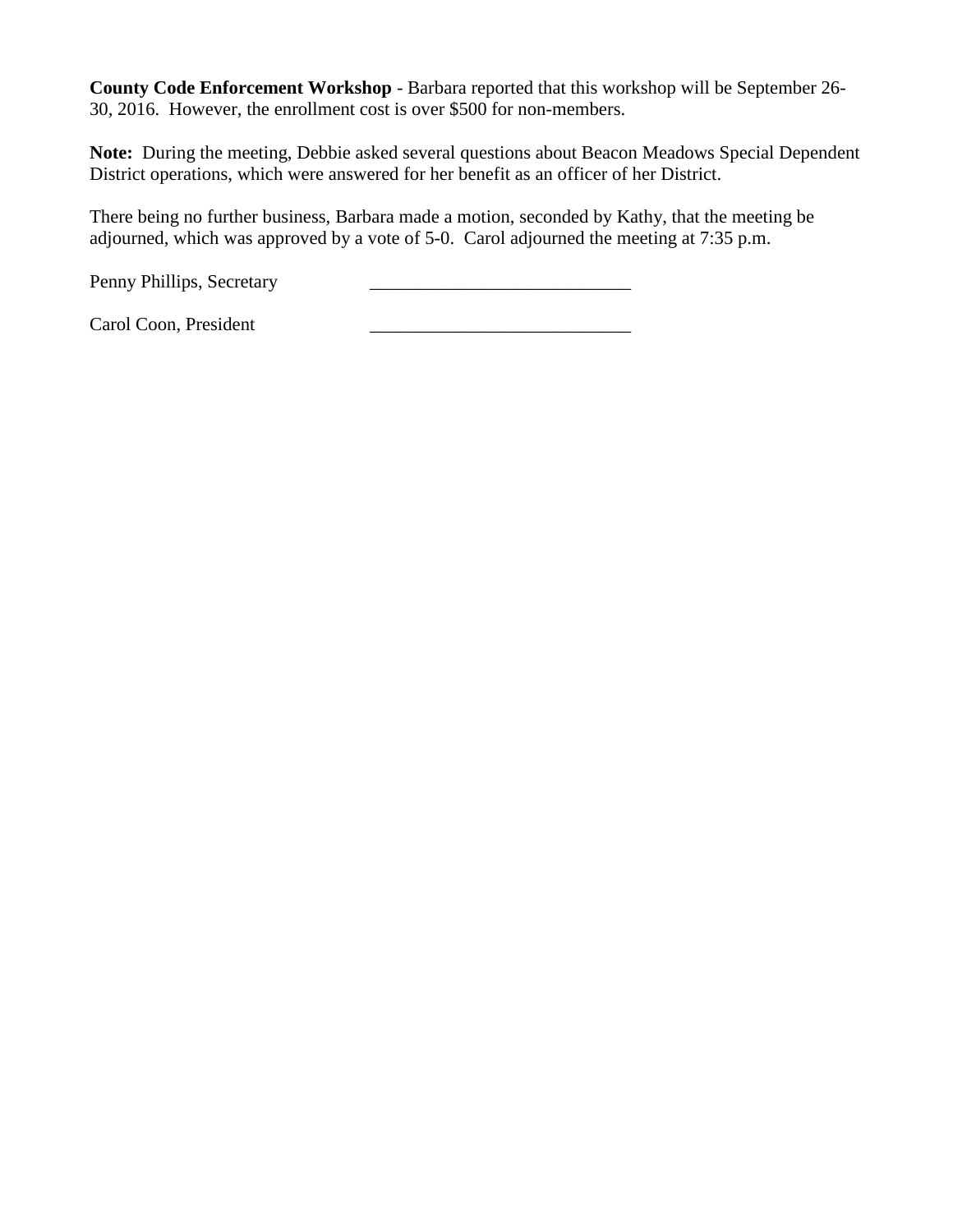**County Code Enforcement Workshop** - Barbara reported that this workshop will be September 26-30, 2016. However, the enrollment cost is over $500 for non-members.

**Note:** During the meeting, Debbie asked several questions about Beacon Meadows Special Dependent District operations, which were answered for her benefit as an officer of her District.

There being no further business, Barbara made a motion, seconded by Kathy, that the meeting be adjourned, which was approved by a vote of 5-0. Carol adjourned the meeting at 7:35 p.m.

Penny Phillips, Secretary ____________________________

Carol Coon, President ____________________________